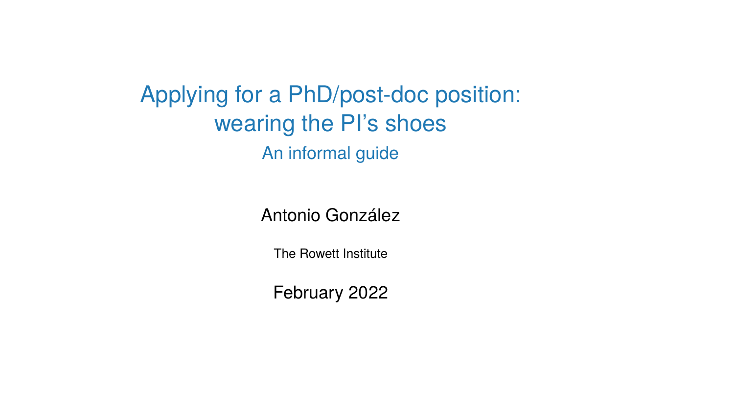# Applying for a PhD/post-doc position: wearing the PI's shoes

## An informal guide

Antonio González

The Rowett Institute

February 2022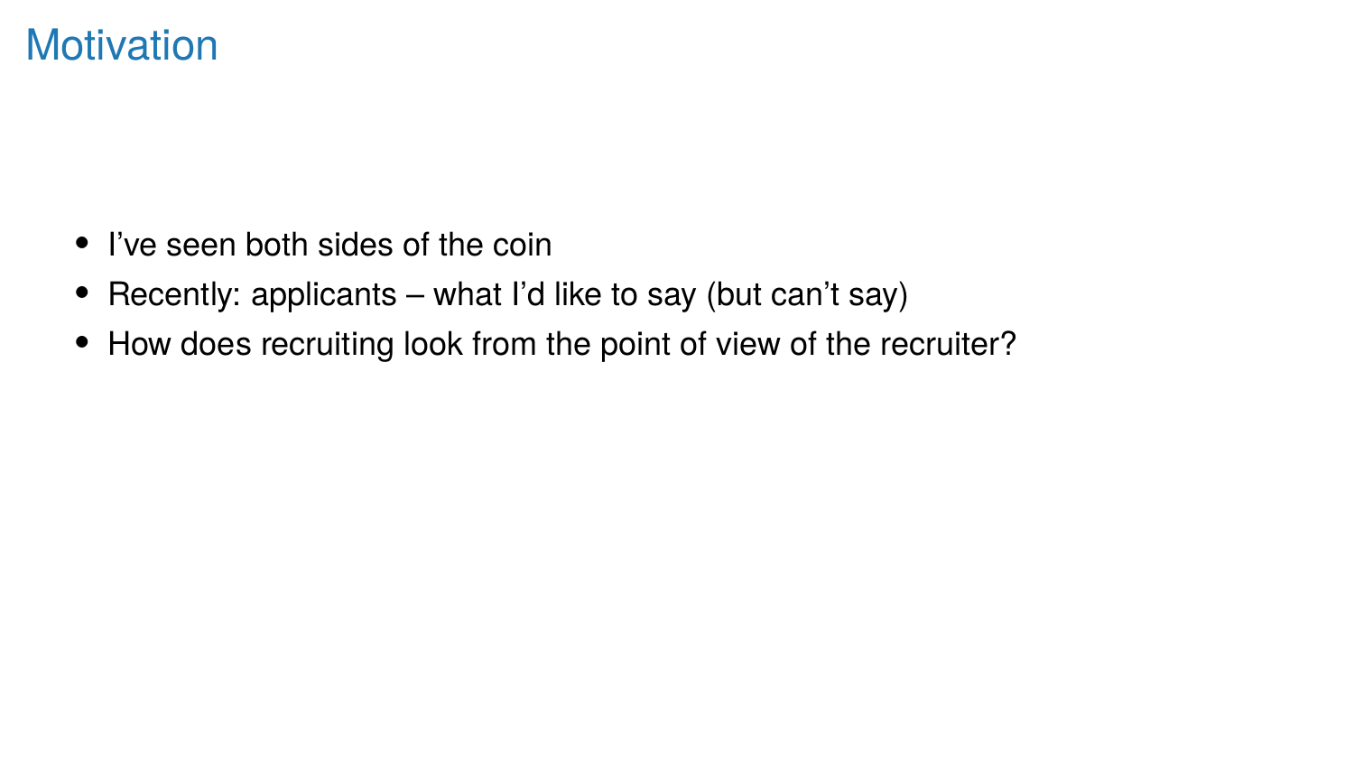# Motivation

- I've seen both sides of the coin
- Recently: applicants – what I'd like to say (but can't say)
- How does recruiting look from the point of view of the recruiter?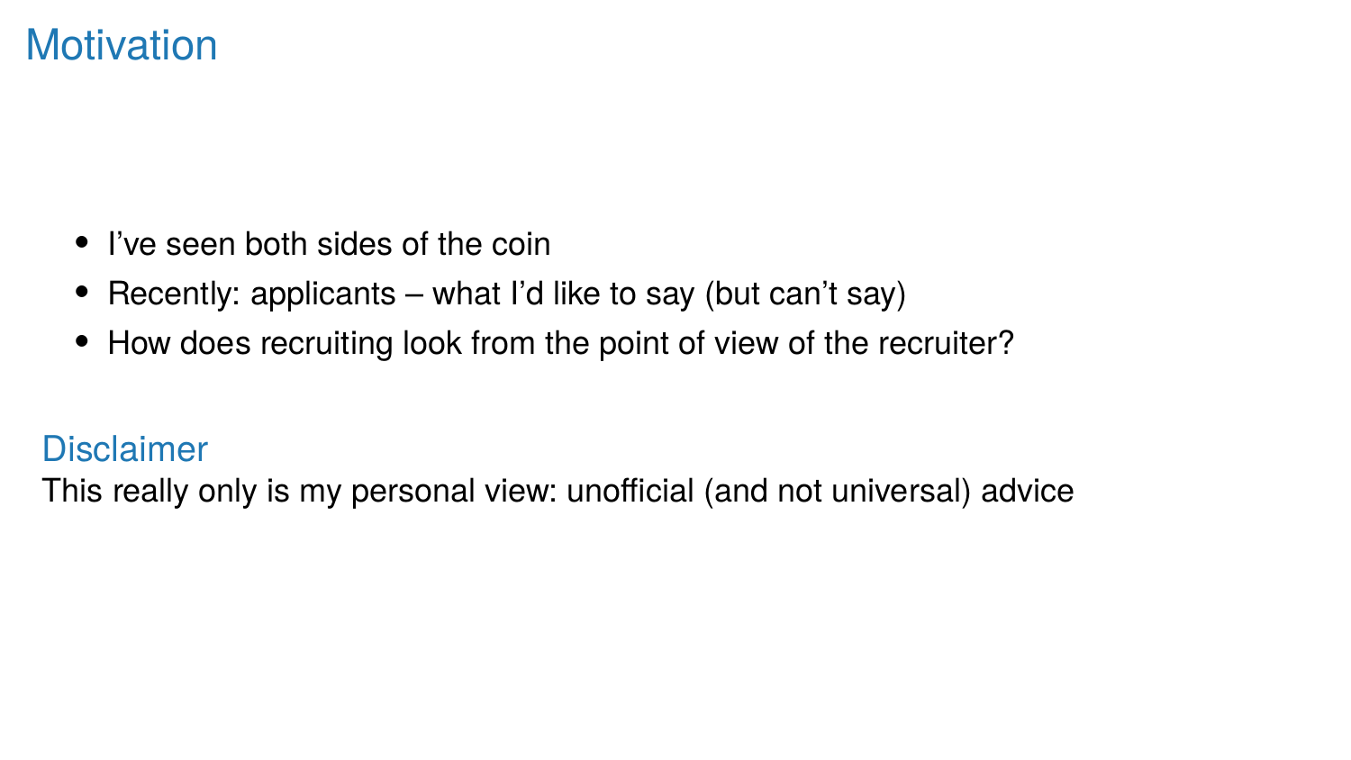# Motivation

- I've seen both sides of the coin
- Recently: applicants – what I'd like to say (but can't say)
- How does recruiting look from the point of view of the recruiter?

## Disclaimer

This really only is my personal view: unofficial (and not universal) advice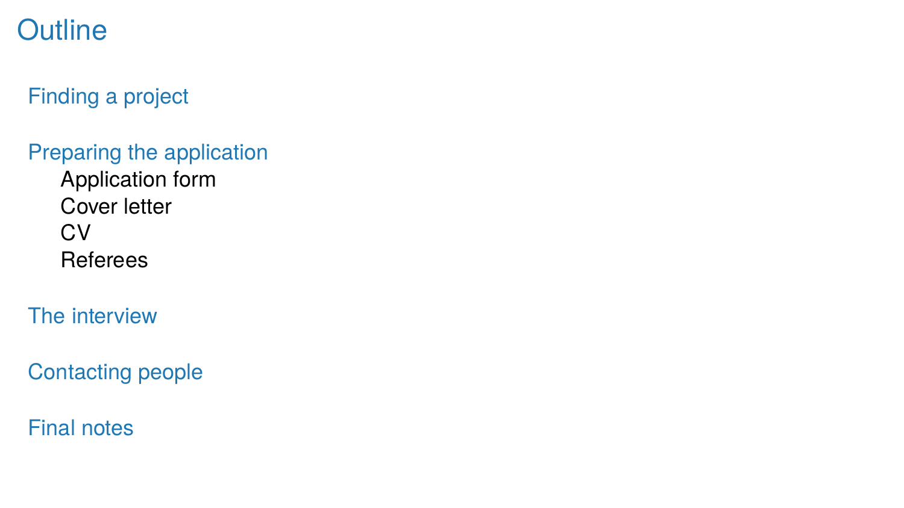# Outline

- Finding a project
- Preparing the application
  - Application form
  - Cover letter
  - CV
  - Referees
- The interview
- Contacting people
- Final notes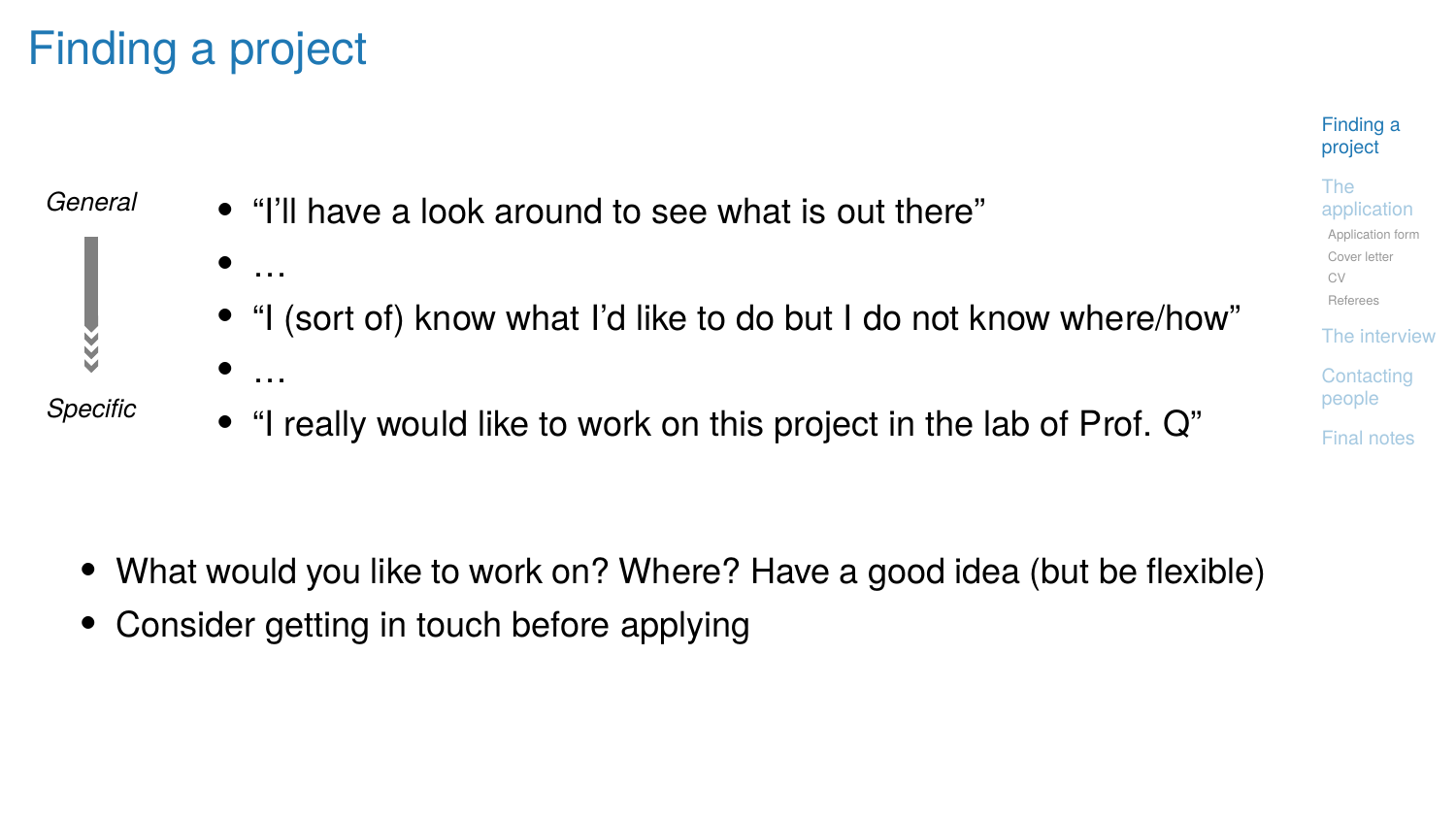# Finding a project

*General* → *Specific*

- "I'll have a look around to see what is out there"
- …
- "I (sort of) know what I'd like to do but I do not know where/how"
- …
- "I really would like to work on this project in the lab of Prof. Q"

- What would you like to work on? Where? Have a good idea (but be flexible)
- Consider getting in touch before applying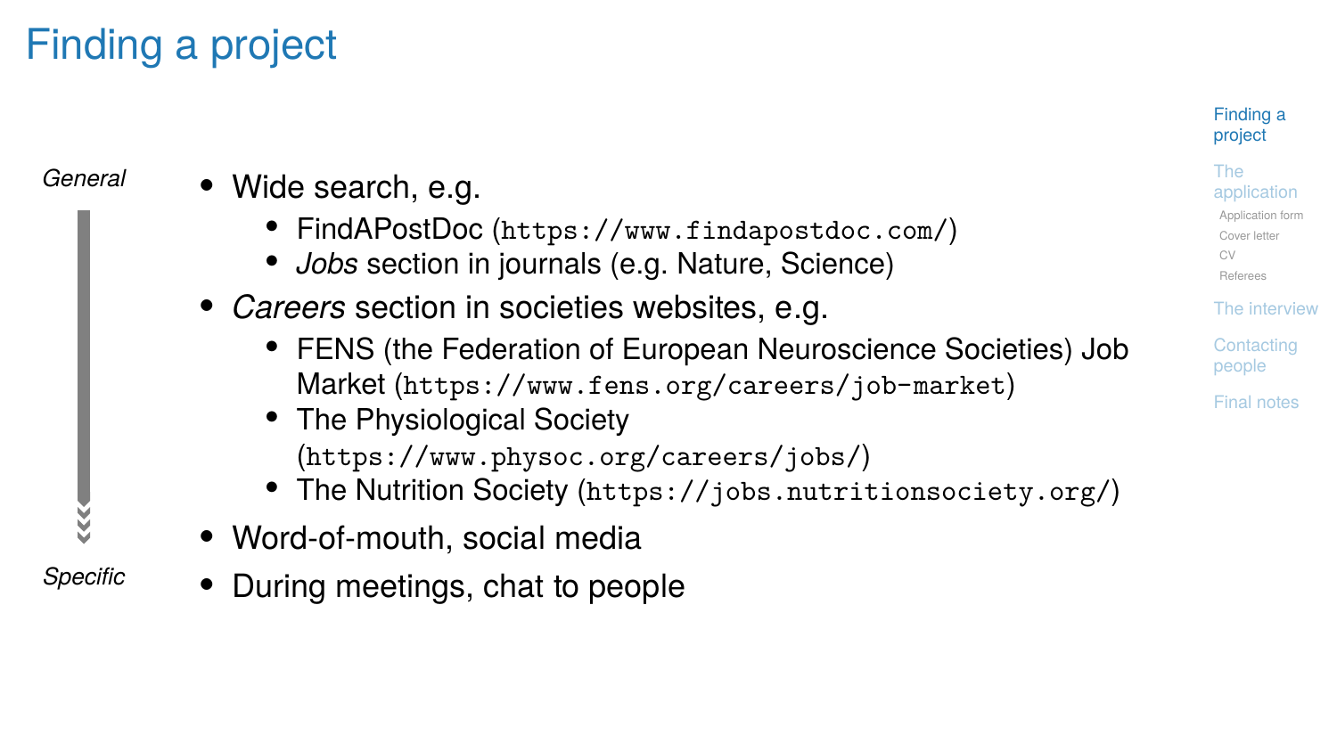# Finding a project

*General*

*Specific*

- Wide search, e.g.
  - FindAPostDoc (`https://www.findapostdoc.com/`)
  - *Jobs* section in journals (e.g. Nature, Science)
- *Careers* section in societies websites, e.g.
  - FENS (the Federation of European Neuroscience Societies) Job Market (`https://www.fens.org/careers/job-market`)
  - The Physiological Society (`https://www.physoc.org/careers/jobs/`)
  - The Nutrition Society (`https://jobs.nutritionsociety.org/`)
- Word-of-mouth, social media
- During meetings, chat to people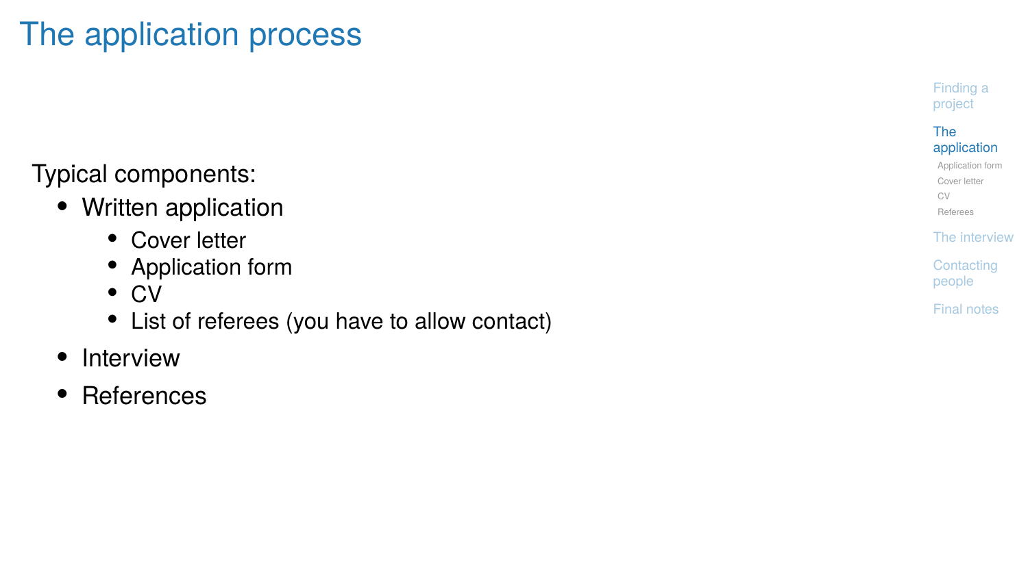# The application process

Typical components:

- Written application
  - Cover letter
  - Application form
  - CV
  - List of referees (you have to allow contact)
- Interview
- References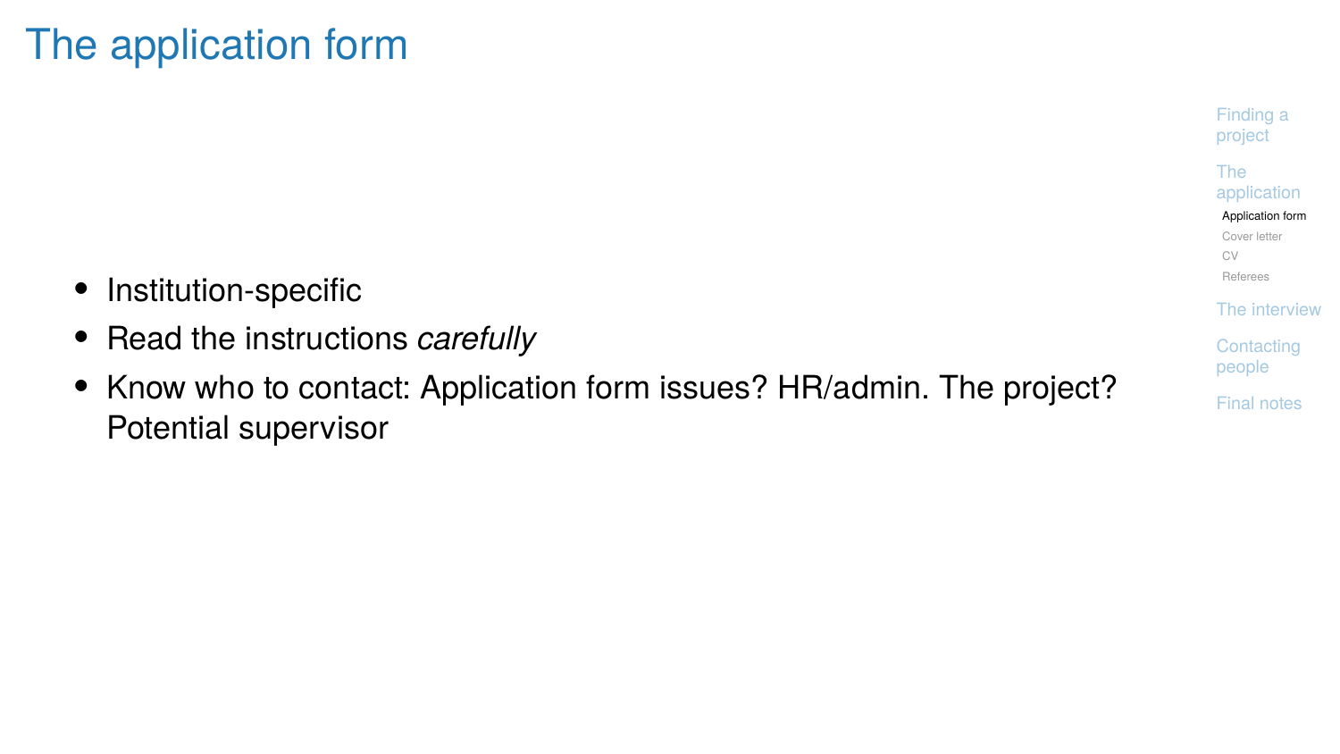# The application form

- Institution-specific
- Read the instructions *carefully*
- Know who to contact: Application form issues? HR/admin. The project? Potential supervisor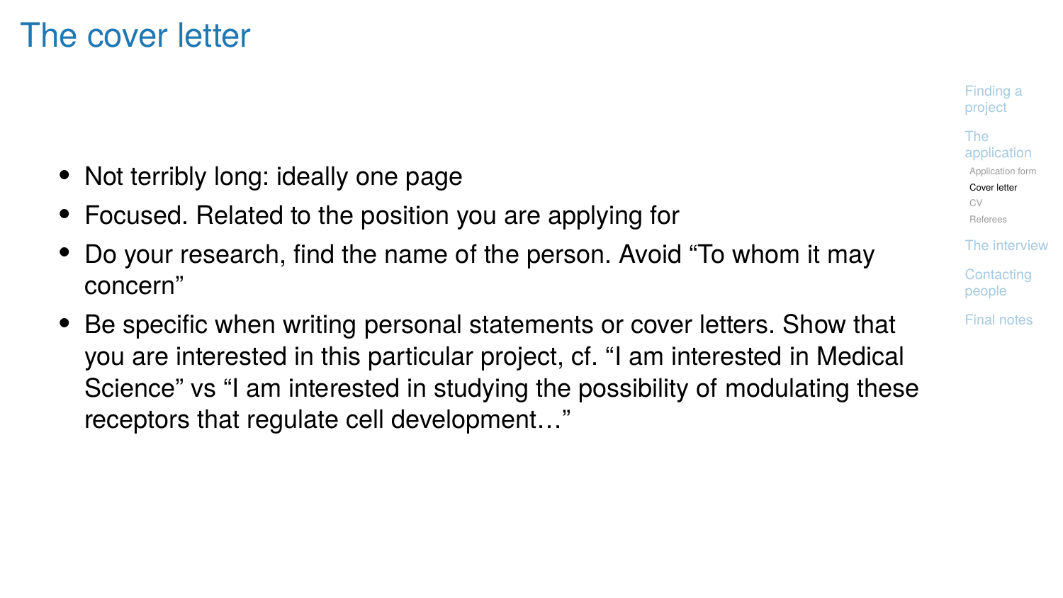# The cover letter

- Not terribly long: ideally one page
- Focused. Related to the position you are applying for
- Do your research, find the name of the person. Avoid “To whom it may concern”
- Be specific when writing personal statements or cover letters. Show that you are interested in this particular project, cf. “I am interested in Medical Science” vs “I am interested in studying the possibility of modulating these receptors that regulate cell development…”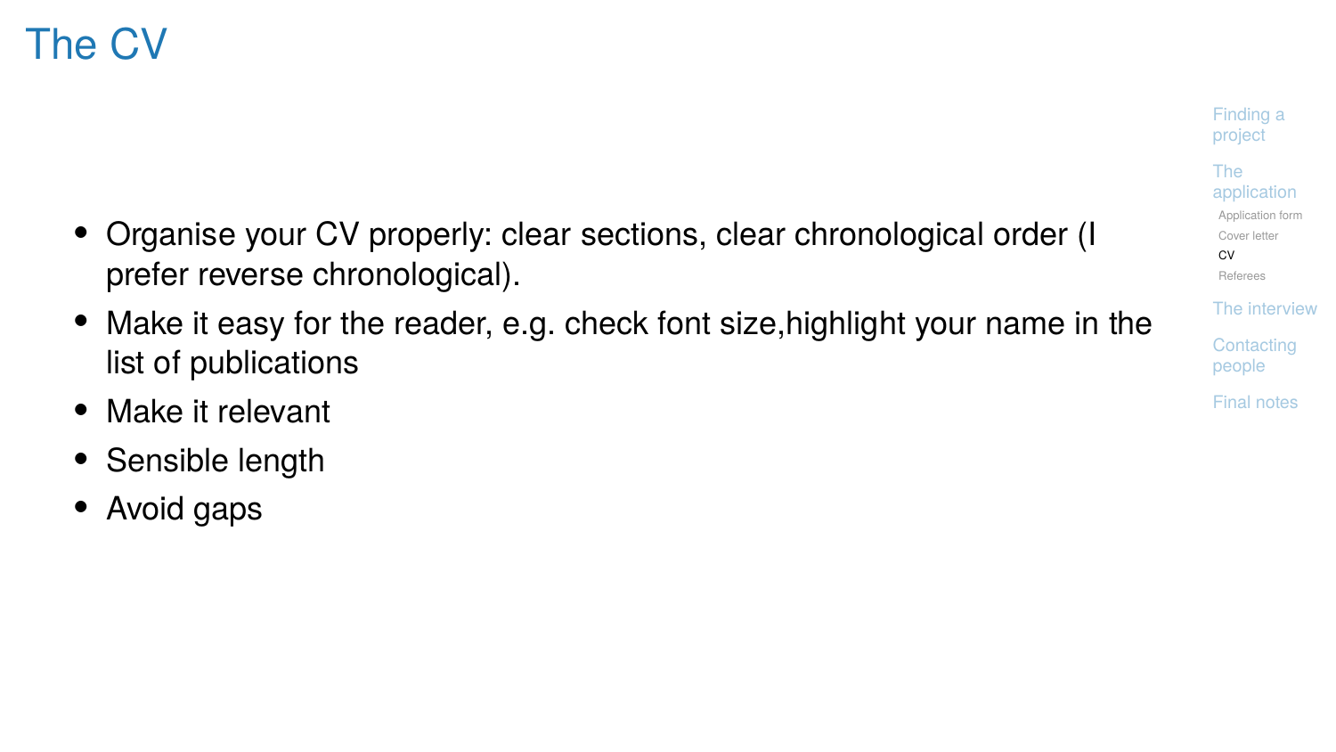# The CV

- Organise your CV properly: clear sections, clear chronological order (I prefer reverse chronological).
- Make it easy for the reader, e.g. check font size,highlight your name in the list of publications
- Make it relevant
- Sensible length
- Avoid gaps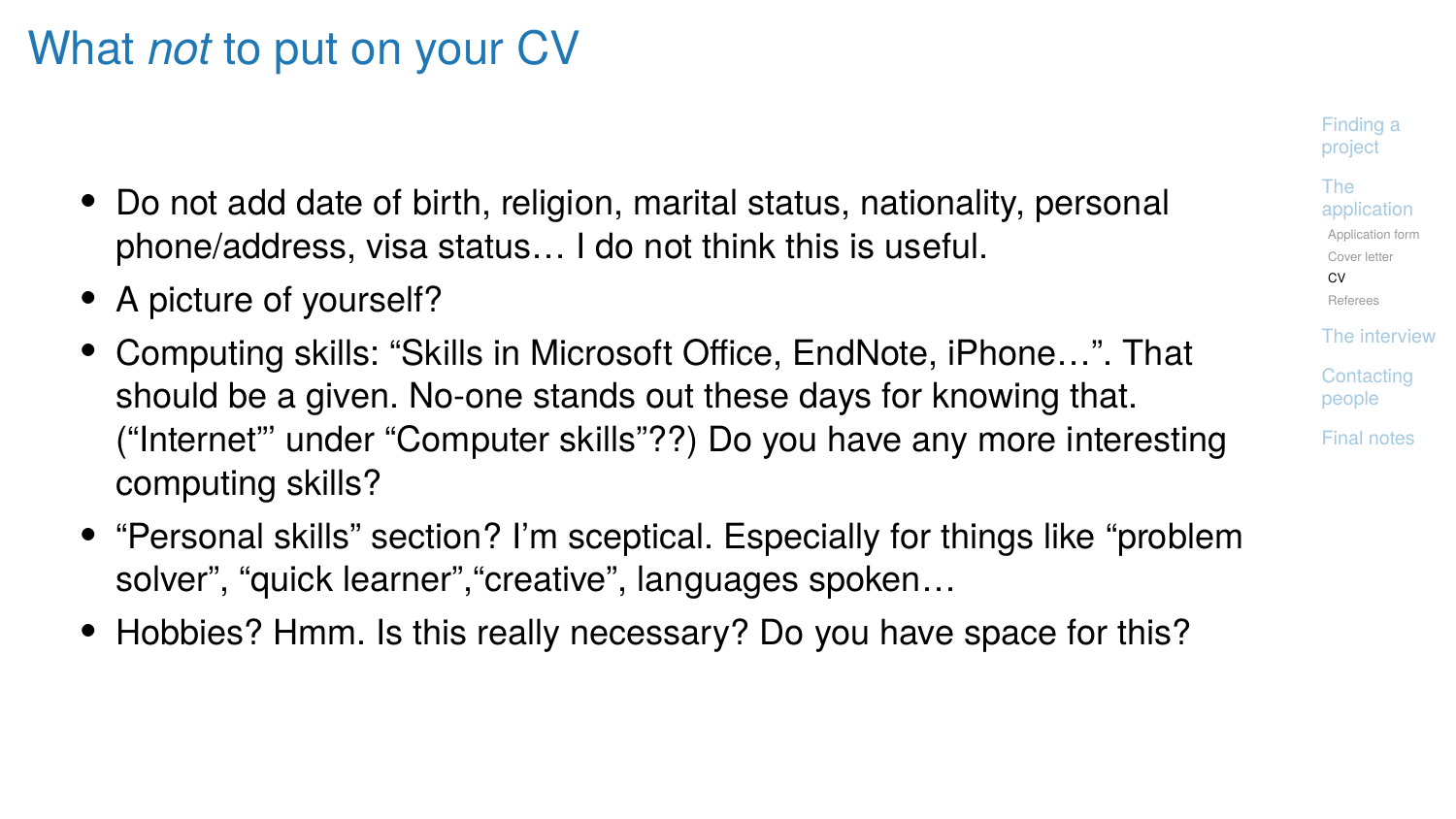# What *not* to put on your CV

- Do not add date of birth, religion, marital status, nationality, personal phone/address, visa status… I do not think this is useful.
- A picture of yourself?
- Computing skills: "Skills in Microsoft Office, EndNote, iPhone…". That should be a given. No-one stands out these days for knowing that. ("Internet"' under "Computer skills"??) Do you have any more interesting computing skills?
- "Personal skills" section? I'm sceptical. Especially for things like "problem solver", "quick learner","creative", languages spoken…
- Hobbies? Hmm. Is this really necessary? Do you have space for this?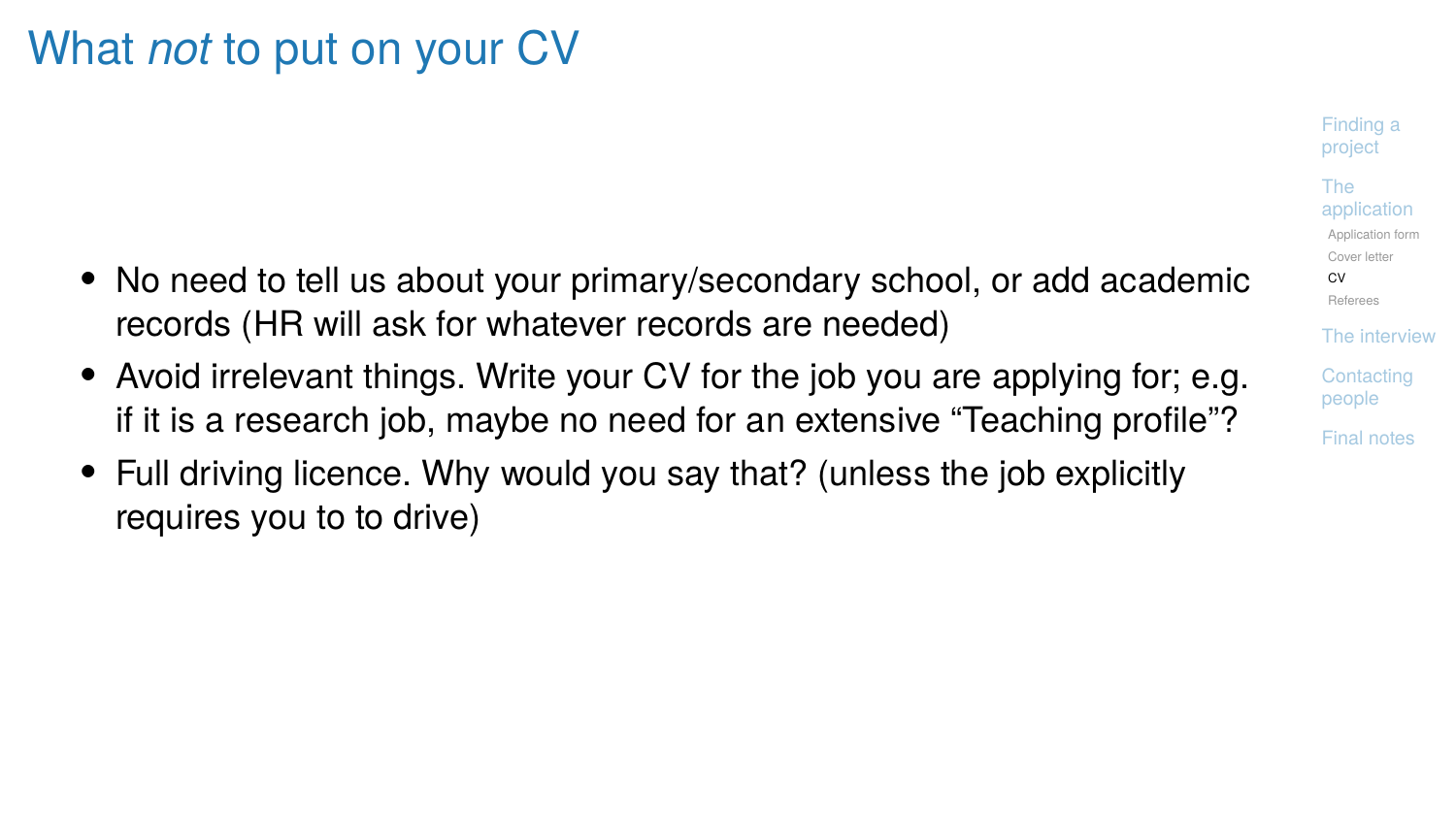# What *not* to put on your CV

- No need to tell us about your primary/secondary school, or add academic records (HR will ask for whatever records are needed)
- Avoid irrelevant things. Write your CV for the job you are applying for; e.g. if it is a research job, maybe no need for an extensive “Teaching profile”?
- Full driving licence. Why would you say that? (unless the job explicitly requires you to to drive)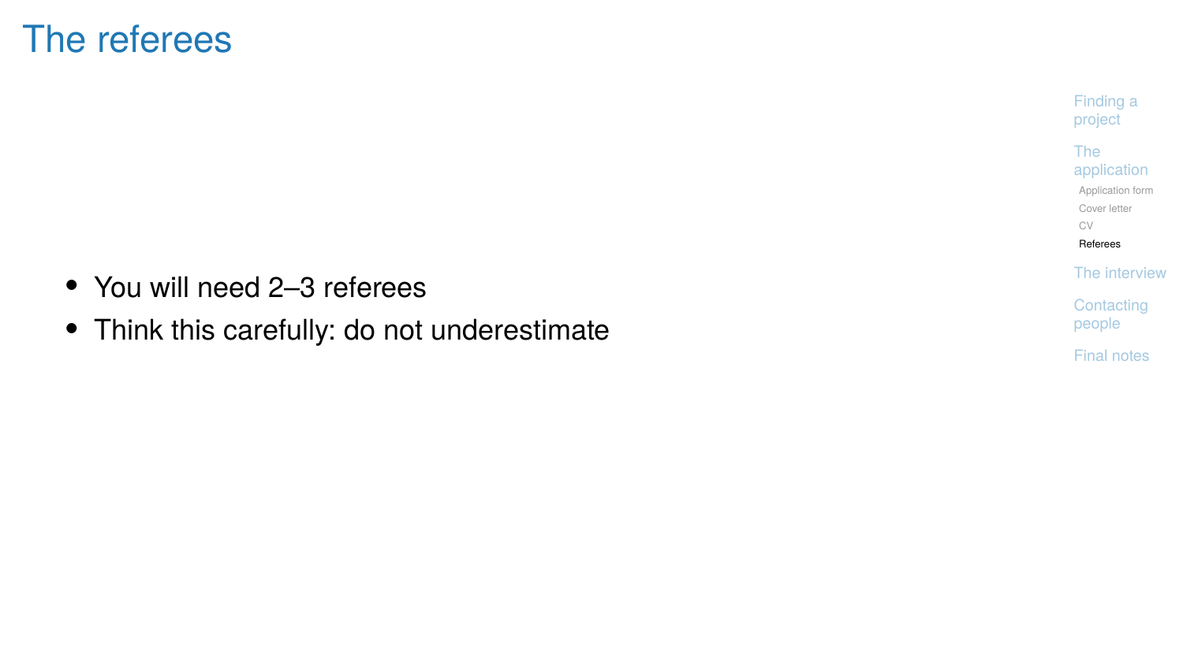# The referees

- You will need 2–3 referees
- Think this carefully: do not underestimate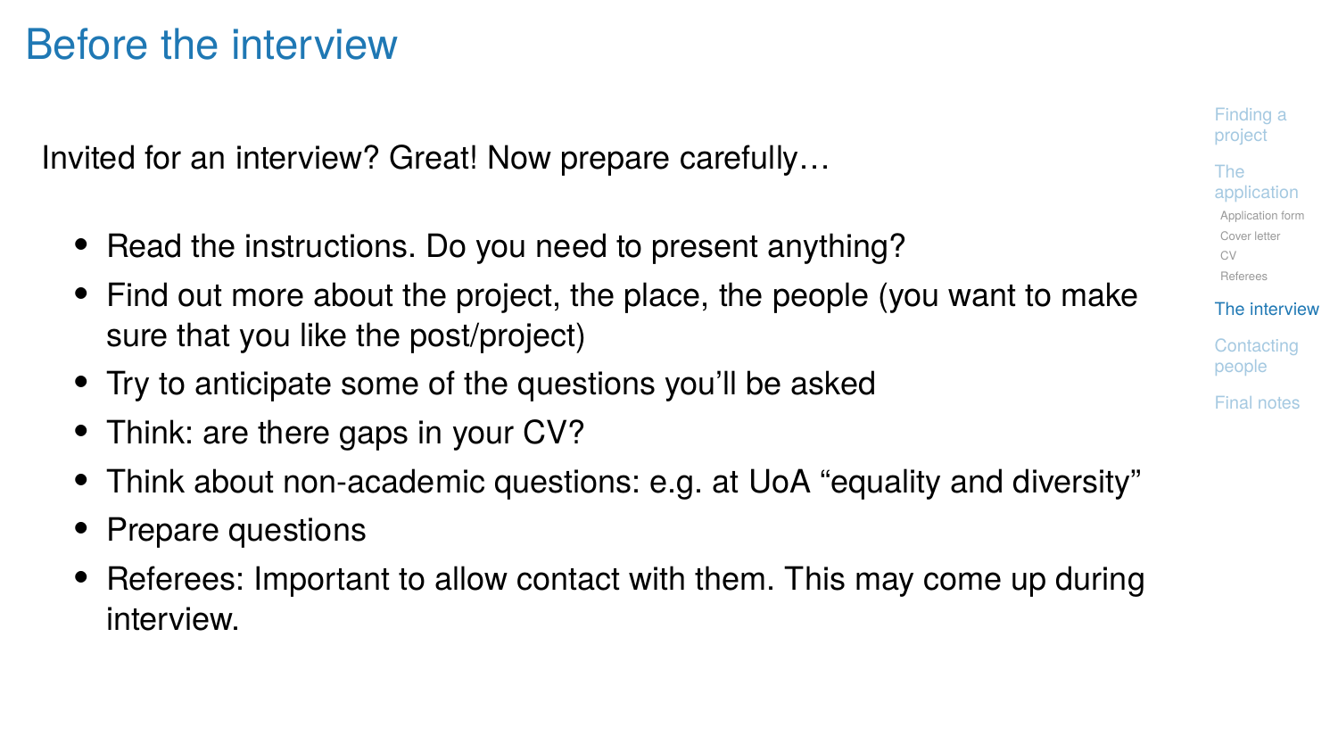# Before the interview

Invited for an interview? Great! Now prepare carefully…

- Read the instructions. Do you need to present anything?
- Find out more about the project, the place, the people (you want to make sure that you like the post/project)
- Try to anticipate some of the questions you'll be asked
- Think: are there gaps in your CV?
- Think about non-academic questions: e.g. at UoA "equality and diversity"
- Prepare questions
- Referees: Important to allow contact with them. This may come up during interview.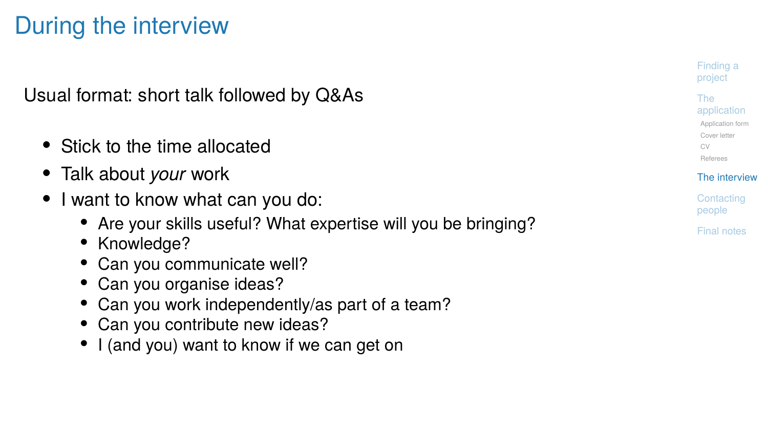# During the interview

Usual format: short talk followed by Q&As

- Stick to the time allocated
- Talk about *your* work
- I want to know what can you do:
  - Are your skills useful? What expertise will you be bringing?
  - Knowledge?
  - Can you communicate well?
  - Can you organise ideas?
  - Can you work independently/as part of a team?
  - Can you contribute new ideas?
  - I (and you) want to know if we can get on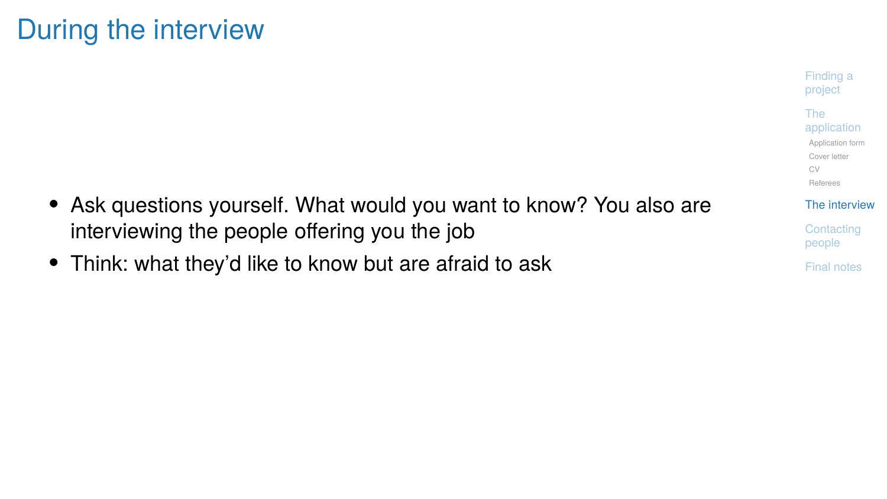# During the interview

- Ask questions yourself. What would you want to know? You also are interviewing the people offering you the job
- Think: what they'd like to know but are afraid to ask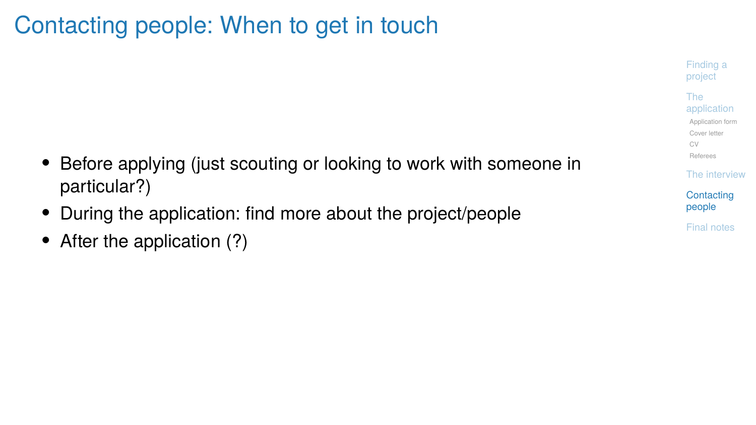# Contacting people: When to get in touch

- Before applying (just scouting or looking to work with someone in particular?)
- During the application: find more about the project/people
- After the application (?)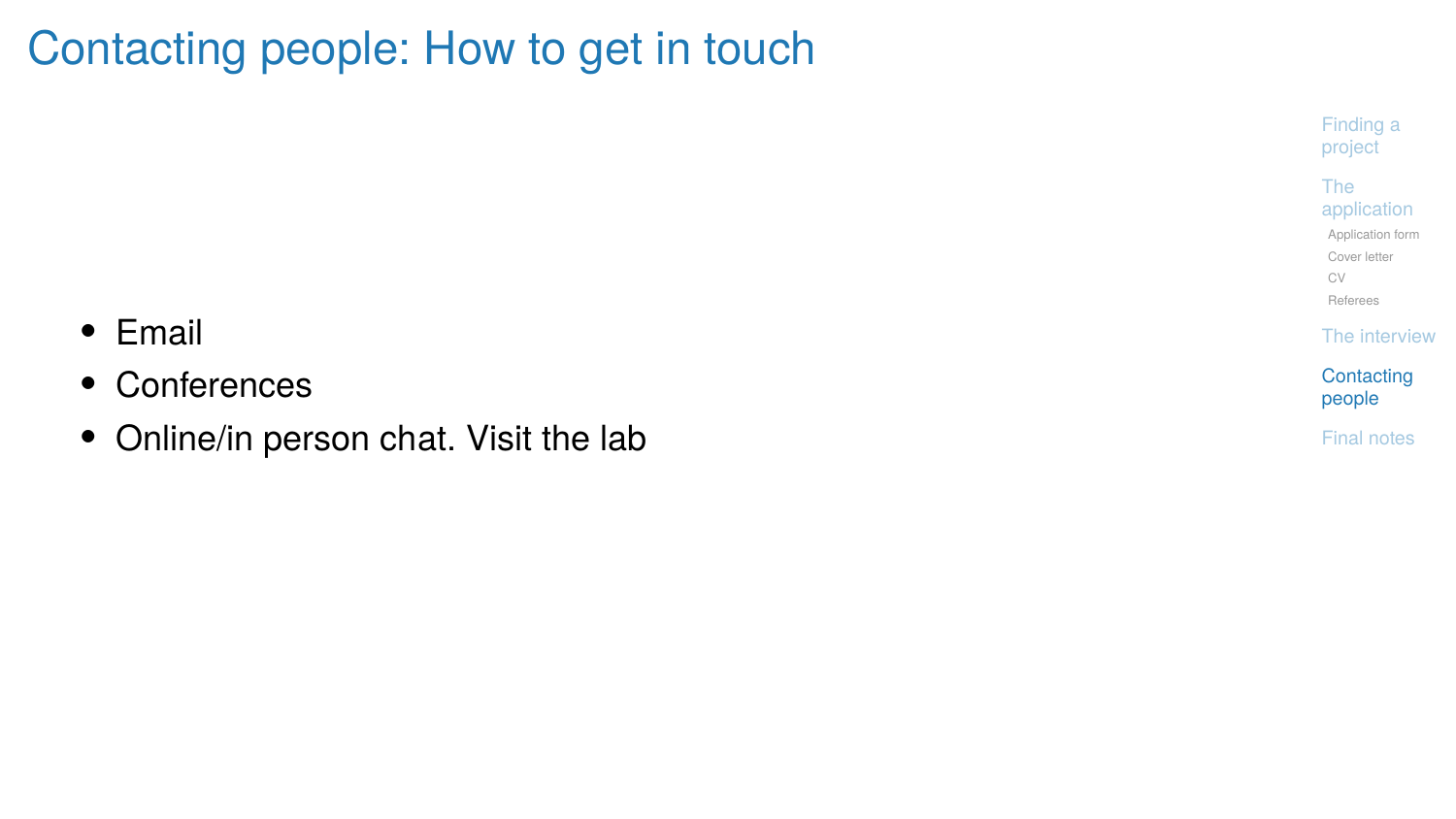# Contacting people: How to get in touch

- Email
- Conferences
- Online/in person chat. Visit the lab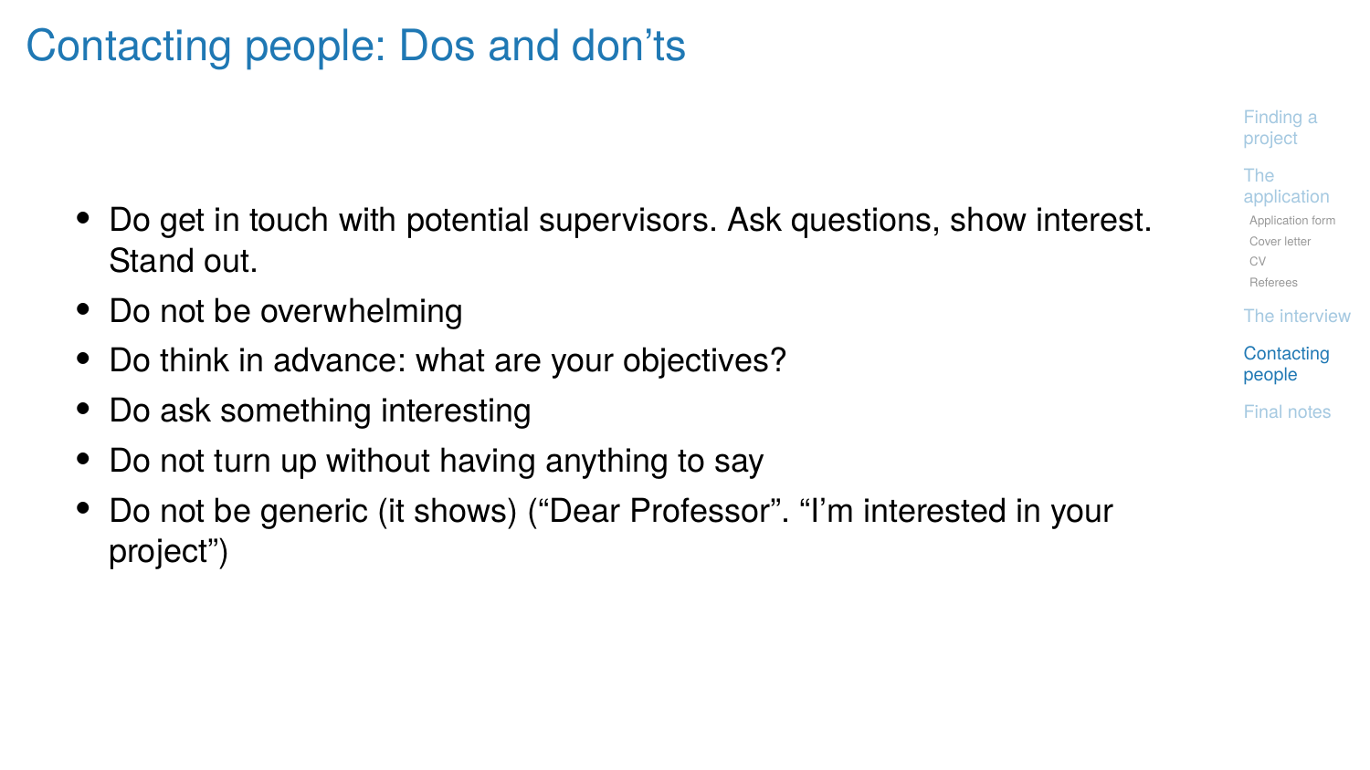# Contacting people: Dos and don'ts

- Do get in touch with potential supervisors. Ask questions, show interest. Stand out.
- Do not be overwhelming
- Do think in advance: what are your objectives?
- Do ask something interesting
- Do not turn up without having anything to say
- Do not be generic (it shows) ("Dear Professor". "I'm interested in your project")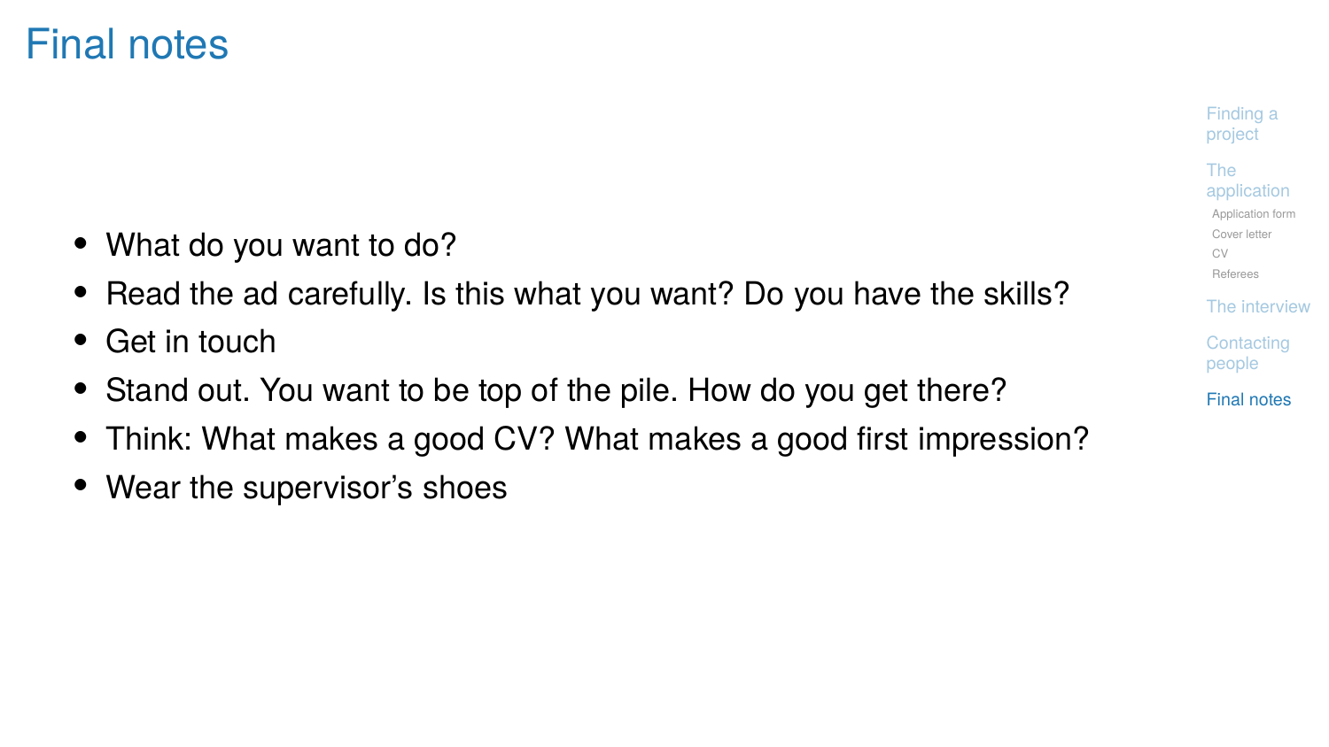# Final notes

- What do you want to do?
- Read the ad carefully. Is this what you want? Do you have the skills?
- Get in touch
- Stand out. You want to be top of the pile. How do you get there?
- Think: What makes a good CV? What makes a good first impression?
- Wear the supervisor's shoes